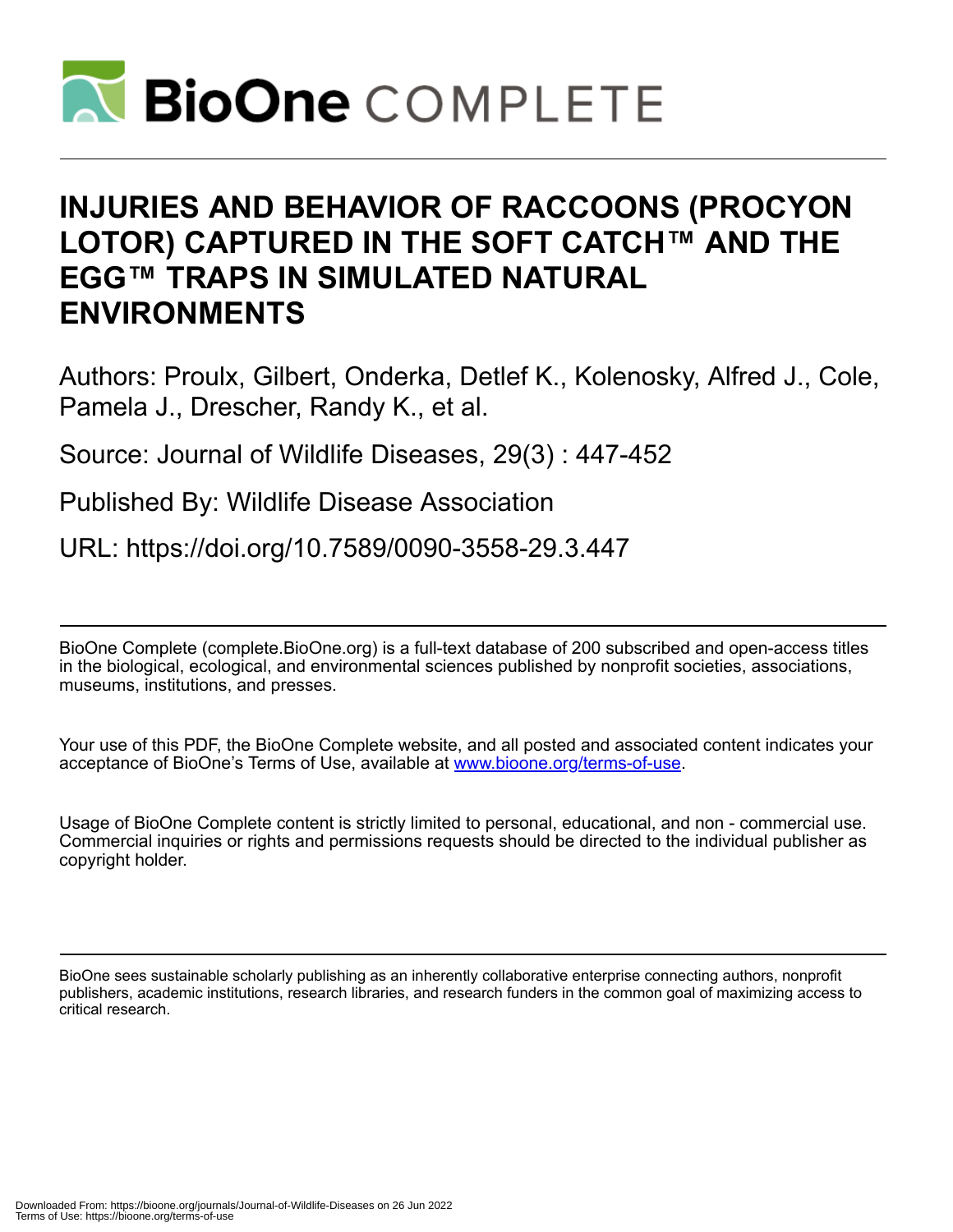# INJURIES AND BEHAVIOR OF RACCOONS (PROCYON LOTOR) CAPTURED IN THE SOFT CATCH™ AND THE EGG™ TRAPS IN SIMULATED NATURAL ENVIRONMENTS

Authors: Proulx, Gilbert, Onderka, Detlef K., Kolenosky, Alfred J., Cole, Pamela J., Drescher, Randy K., et al.

Source: Journal of Wildlife Diseases, 29(3) : 447-452

Published By: Wildlife Disease Association

URL: https://doi.org/10.7589/0090-3558-29.3.447

---

BioOne Complete (complete.BioOne.org) is a full-text database of 200 subscribed and open-access titles in the biological, ecological, and environmental sciences published by nonprofit societies, associations, museums, institutions, and presses.

Your use of this PDF, the BioOne Complete website, and all posted and associated content indicates your acceptance of BioOne's Terms of Use, available at www.bioone.org/terms-of-use.

Usage of BioOne Complete content is strictly limited to personal, educational, and non - commercial use. Commercial inquiries or rights and permissions requests should be directed to the individual publisher as copyright holder.

---

BioOne sees sustainable scholarly publishing as an inherently collaborative enterprise connecting authors, nonprofit publishers, academic institutions, research libraries, and research funders in the common goal of maximizing access to critical research.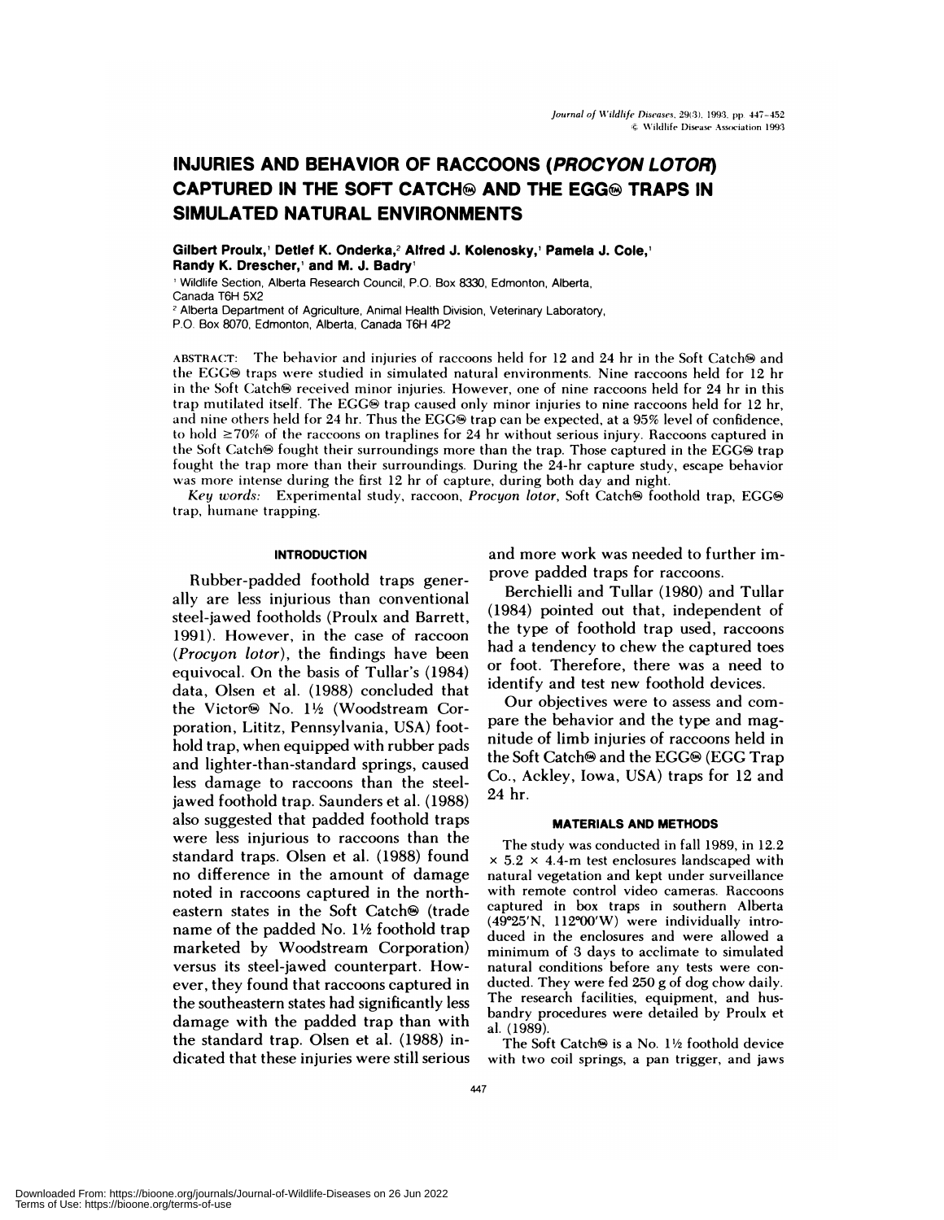# INJURIES AND BEHAVIOR OF RACCOONS (*PROCYON LOTOR*) CAPTURED IN THE SOFT CATCH® AND THE EGG® TRAPS IN SIMULATED NATURAL ENVIRONMENTS

**Gilbert Proulx,[1] Detlef K. Onderka,[2] Alfred J. Kolenosky,[1] Pamela J. Cole,[1] Randy K. Drescher,[1] and M. J. Badry[1]**

[1] Wildlife Section, Alberta Research Council, P.O. Box 8330, Edmonton, Alberta, Canada T6H 5X2

[2] Alberta Department of Agriculture, Animal Health Division, Veterinary Laboratory, P.O. Box 8070, Edmonton, Alberta, Canada T6H 4P2

ABSTRACT: The behavior and injuries of raccoons held for 12 and 24 hr in the Soft Catch® and the EGG® traps were studied in simulated natural environments. Nine raccoons held for 12 hr in the Soft Catch® received minor injuries. However, one of nine raccoons held for 24 hr in this trap mutilated itself. The EGG® trap caused only minor injuries to nine raccoons held for 12 hr, and nine others held for 24 hr. Thus the EGG® trap can be expected, at a 95% level of confidence, to hold $\geq$70% of the raccoons on traplines for 24 hr without serious injury. Raccoons captured in the Soft Catch® fought their surroundings more than the trap. Those captured in the EGG® trap fought the trap more than their surroundings. During the 24-hr capture study, escape behavior was more intense during the first 12 hr of capture, during both day and night.

*Key words:* Experimental study, raccoon, *Procyon lotor*, Soft Catch® foothold trap, EGG® trap, humane trapping.

## INTRODUCTION

Rubber-padded foothold traps generally are less injurious than conventional steel-jawed footholds (Proulx and Barrett, 1991). However, in the case of raccoon (*Procyon lotor*), the findings have been equivocal. On the basis of Tullar's (1984) data, Olsen et al. (1988) concluded that the Victor® No. 1½ (Woodstream Corporation, Lititz, Pennsylvania, USA) foothold trap, when equipped with rubber pads and lighter-than-standard springs, caused less damage to raccoons than the steel-jawed foothold trap. Saunders et al. (1988) also suggested that padded foothold traps were less injurious to raccoons than the standard traps. Olsen et al. (1988) found no difference in the amount of damage noted in raccoons captured in the northeastern states in the Soft Catch® (trade name of the padded No. 1½ foothold trap marketed by Woodstream Corporation) versus its steel-jawed counterpart. However, they found that raccoons captured in the southeastern states had significantly less damage with the padded trap than with the standard trap. Olsen et al. (1988) indicated that these injuries were still serious and more work was needed to further improve padded traps for raccoons.

Berchielli and Tullar (1980) and Tullar (1984) pointed out that, independent of the type of foothold trap used, raccoons had a tendency to chew the captured toes or foot. Therefore, there was a need to identify and test new foothold devices.

Our objectives were to assess and compare the behavior and the type and magnitude of limb injuries of raccoons held in the Soft Catch® and the EGG® (EGG Trap Co., Ackley, Iowa, USA) traps for 12 and 24 hr.

## MATERIALS AND METHODS

The study was conducted in fall 1989, in 12.2 × 5.2 × 4.4-m test enclosures landscaped with natural vegetation and kept under surveillance with remote control video cameras. Raccoons captured in box traps in southern Alberta (49°25'N, 112°00'W) were individually introduced in the enclosures and were allowed a minimum of 3 days to acclimate to simulated natural conditions before any tests were conducted. They were fed 250 g of dog chow daily. The research facilities, equipment, and husbandry procedures were detailed by Proulx et al. (1989).

The Soft Catch® is a No. 1½ foothold device with two coil springs, a pan trigger, and jaws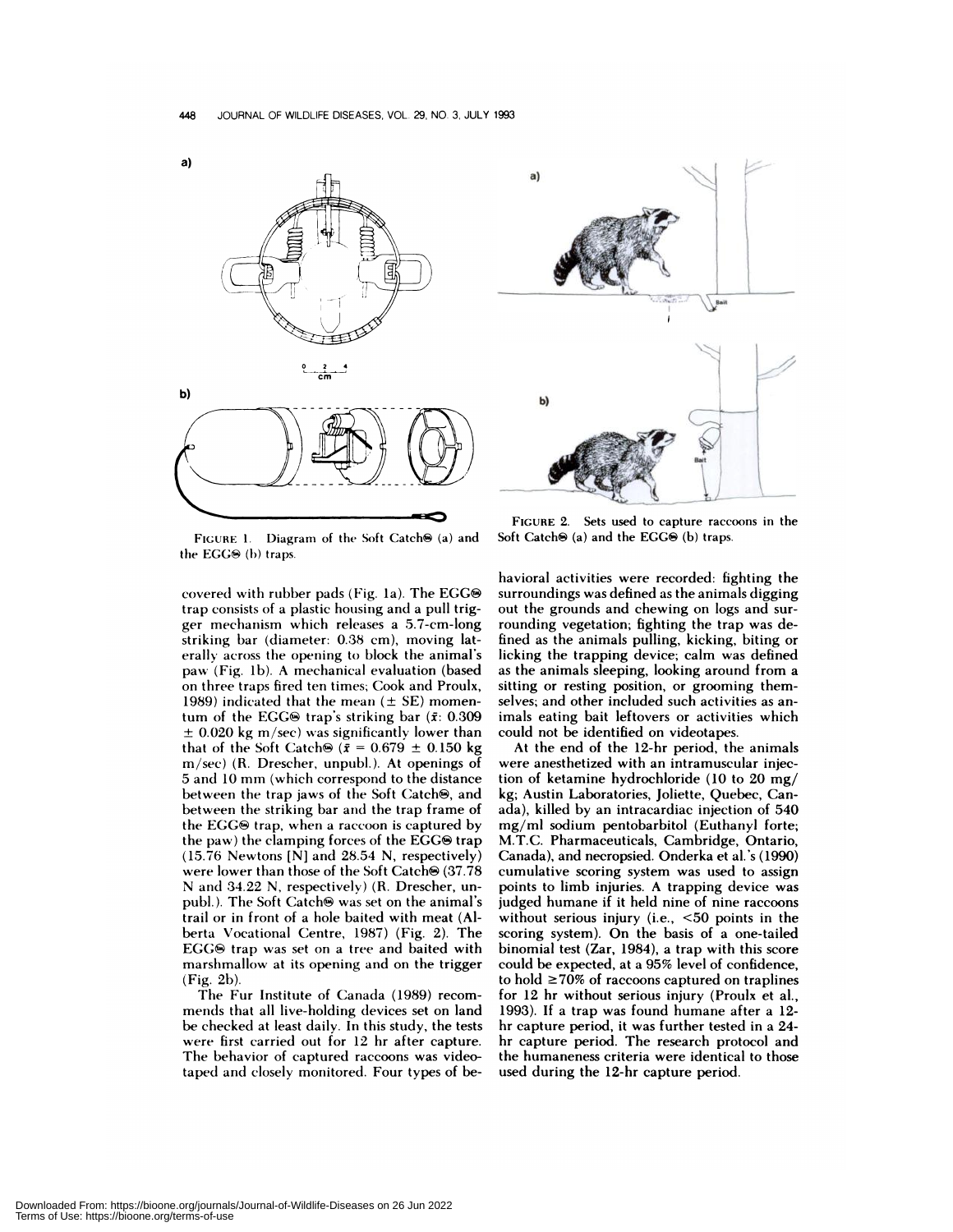FIGURE 1. Diagram of the Soft Catch® (a) and the EGG® (b) traps.

FIGURE 2. Sets used to capture raccoons in the Soft Catch® (a) and the EGG® (b) traps.

covered with rubber pads (Fig. 1a). The EGG® trap consists of a plastic housing and a pull trigger mechanism which releases a 5.7-cm-long striking bar (diameter: 0.38 cm), moving laterally across the opening to block the animal's paw (Fig. 1b). A mechanical evaluation (based on three traps fired ten times; Cook and Proulx, 1989) indicated that the mean (± SE) momentum of the EGG® trap's striking bar ($\bar{x}$: 0.309 ± 0.020 kg m/sec) was significantly lower than that of the Soft Catch® ($\bar{x}$ = 0.679 ± 0.150 kg m/sec) (R. Drescher, unpubl.). At openings of 5 and 10 mm (which correspond to the distance between the trap jaws of the Soft Catch®, and between the striking bar and the trap frame of the EGG® trap, when a raccoon is captured by the paw) the clamping forces of the EGG® trap (15.76 Newtons [N] and 28.54 N, respectively) were lower than those of the Soft Catch® (37.78 N and 34.22 N, respectively) (R. Drescher, unpubl.). The Soft Catch® was set on the animal's trail or in front of a hole baited with meat (Alberta Vocational Centre, 1987) (Fig. 2). The EGG® trap was set on a tree and baited with marshmallow at its opening and on the trigger (Fig. 2b).

The Fur Institute of Canada (1989) recommends that all live-holding devices set on land be checked at least daily. In this study, the tests were first carried out for 12 hr after capture. The behavior of captured raccoons was videotaped and closely monitored. Four types of behavioral activities were recorded: fighting the surroundings was defined as the animals digging out the grounds and chewing on logs and surrounding vegetation; fighting the trap was defined as the animals pulling, kicking, biting or licking the trapping device; calm was defined as the animals sleeping, looking around from a sitting or resting position, or grooming themselves; and other included such activities as animals eating bait leftovers or activities which could not be identified on videotapes.

At the end of the 12-hr period, the animals were anesthetized with an intramuscular injection of ketamine hydrochloride (10 to 20 mg/kg; Austin Laboratories, Joliette, Quebec, Canada), killed by an intracardiac injection of 540 mg/ml sodium pentobarbitol (Euthanyl forte; M.T.C. Pharmaceuticals, Cambridge, Ontario, Canada), and necropsied. Onderka et al.'s (1990) cumulative scoring system was used to assign points to limb injuries. A trapping device was judged humane if it held nine of nine raccoons without serious injury (i.e., <50 points in the scoring system). On the basis of a one-tailed binomial test (Zar, 1984), a trap with this score could be expected, at a 95% level of confidence, to hold ≥70% of raccoons captured on traplines for 12 hr without serious injury (Proulx et al., 1993). If a trap was found humane after a 12-hr capture period, it was further tested in a 24-hr capture period. The research protocol and the humaneness criteria were identical to those used during the 12-hr capture period.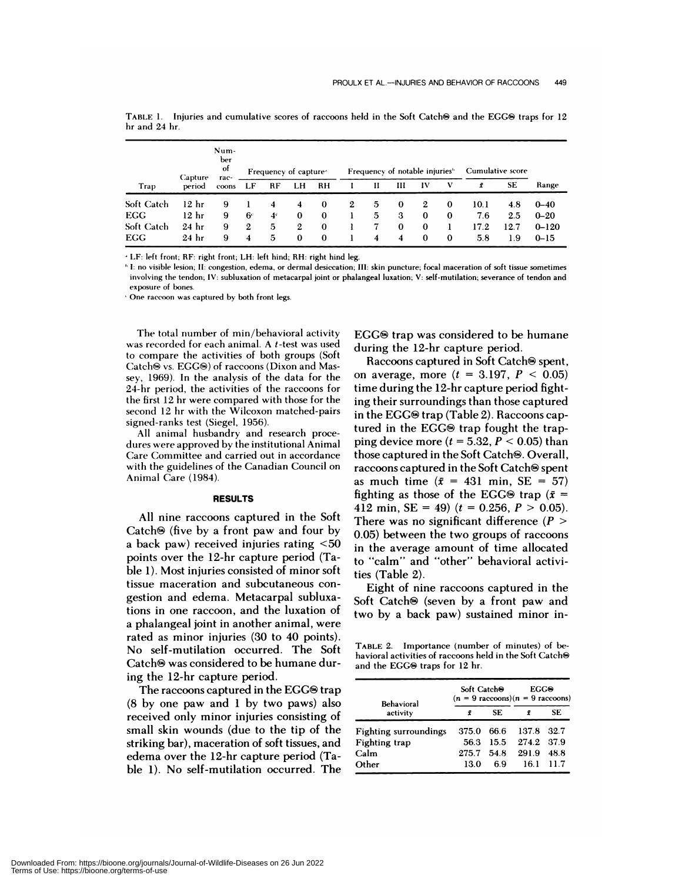TABLE 1. Injuries and cumulative scores of raccoons held in the Soft Catch® and the EGG® traps for 12 hr and 24 hr.

| Trap | Capture period | Number of raccoons | Frequency of capture[a] | | | | Frequency of notable injuries[b] | | | | | Cumulative score | | |
|---|---|---|---|---|---|---|---|---|---|---|---|---|---|---|
| | | | LF | RF | LH | RH | I | II | III | IV | V | $\bar{x}$ | SE | Range |
| Soft Catch | 12 hr | 9 | 1 | 4 | 4 | 0 | 2 | 5 | 0 | 2 | 0 | 10.1 | 4.8 | 0–40 |
| EGG | 12 hr | 9 | 6[c] | 4[c] | 0 | 0 | 1 | 5 | 3 | 0 | 0 | 7.6 | 2.5 | 0–20 |
| Soft Catch | 24 hr | 9 | 2 | 5 | 2 | 0 | 1 | 7 | 0 | 0 | 1 | 17.2 | 12.7 | 0–120 |
| EGG | 24 hr | 9 | 4 | 5 | 0 | 0 | 1 | 4 | 4 | 0 | 0 | 5.8 | 1.9 | 0–15 |

[a] LF: left front; RF: right front; LH: left hind; RH: right hind leg.

[b] I: no visible lesion; II: congestion, edema, or dermal desiccation; III: skin puncture; focal maceration of soft tissue sometimes involving the tendon; IV: subluxation of metacarpal joint or phalangeal luxation; V: self-mutilation; severance of tendon and exposure of bones.

[c] One raccoon was captured by both front legs.

The total number of min/behavioral activity was recorded for each animal. A *t*-test was used to compare the activities of both groups (Soft Catch® vs. EGG®) of raccoons (Dixon and Massey, 1969). In the analysis of the data for the 24-hr period, the activities of the raccoons for the first 12 hr were compared with those for the second 12 hr with the Wilcoxon matched-pairs signed-ranks test (Siegel, 1956).

All animal husbandry and research procedures were approved by the institutional Animal Care Committee and carried out in accordance with the guidelines of the Canadian Council on Animal Care (1984).

## RESULTS

All nine raccoons captured in the Soft Catch® (five by a front paw and four by a back paw) received injuries rating <50 points over the 12-hr capture period (Table 1). Most injuries consisted of minor soft tissue maceration and subcutaneous congestion and edema. Metacarpal subluxations in one raccoon, and the luxation of a phalangeal joint in another animal, were rated as minor injuries (30 to 40 points). No self-mutilation occurred. The Soft Catch® was considered to be humane during the 12-hr capture period.

The raccoons captured in the EGG® trap (8 by one paw and 1 by two paws) also received only minor injuries consisting of small skin wounds (due to the tip of the striking bar), maceration of soft tissues, and edema over the 12-hr capture period (Table 1). No self-mutilation occurred. The EGG® trap was considered to be humane during the 12-hr capture period.

Raccoons captured in Soft Catch® spent, on average, more ($t = 3.197$, $P < 0.05$) time during the 12-hr capture period fighting their surroundings than those captured in the EGG® trap (Table 2). Raccoons captured in the EGG® trap fought the trapping device more ($t = 5.32$, $P < 0.05$) than those captured in the Soft Catch®. Overall, raccoons captured in the Soft Catch® spent as much time ($\bar{x} = 431$ min, SE = 57) fighting as those of the EGG® trap ($\bar{x} = 412$ min, SE = 49) ($t = 0.256$, $P > 0.05$). There was no significant difference ($P > 0.05$) between the two groups of raccoons in the average amount of time allocated to "calm" and "other" behavioral activities (Table 2).

Eight of nine raccoons captured in the Soft Catch® (seven by a front paw and two by a back paw) sustained minor in-

TABLE 2. Importance (number of minutes) of behavioral activities of raccoons held in the Soft Catch® and the EGG® traps for 12 hr.

| Behavioral activity | Soft Catch® ($n$ = 9 raccoons) | | EGG® ($n$ = 9 raccoons) | |
|---|---|---|---|---|
| | $\bar{x}$ | SE | $\bar{x}$ | SE |
| Fighting surroundings | 375.0 | 66.6 | 137.8 | 32.7 |
| Fighting trap | 56.3 | 15.5 | 274.2 | 37.9 |
| Calm | 275.7 | 54.8 | 291.9 | 48.8 |
| Other | 13.0 | 6.9 | 16.1 | 11.7 |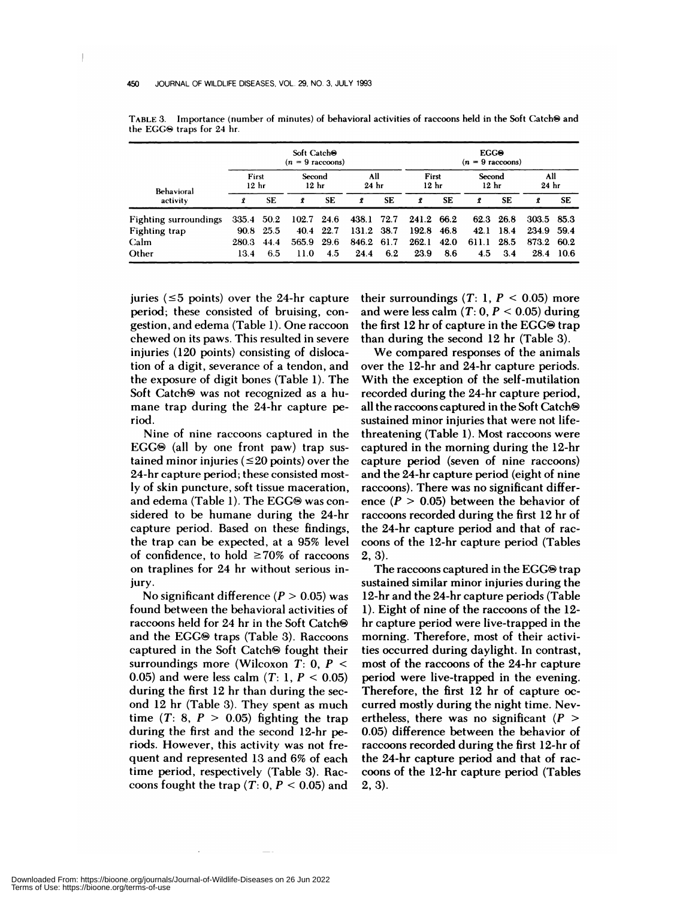TABLE 3. Importance (number of minutes) of behavioral activities of raccoons held in the Soft Catch® and the EGG® traps for 24 hr.

| Behavioral activity | Soft Catch® ($n$ = 9 raccoons) | | | | | | EGG® ($n$ = 9 raccoons) | | | | | |
|---|---|---|---|---|---|---|---|---|---|---|---|---|
| | First 12 hr | | Second 12 hr | | All 24 hr | | First 12 hr | | Second 12 hr | | All 24 hr | |
| | $\bar{x}$ | SE | $\bar{x}$ | SE | $\bar{x}$ | SE | $\bar{x}$ | SE | $\bar{x}$ | SE | $\bar{x}$ | SE |
| Fighting surroundings | 335.4 | 50.2 | 102.7 | 24.6 | 438.1 | 72.7 | 241.2 | 66.2 | 62.3 | 26.8 | 303.5 | 85.3 |
| Fighting trap | 90.8 | 25.5 | 40.4 | 22.7 | 131.2 | 38.7 | 192.8 | 46.8 | 42.1 | 18.4 | 234.9 | 59.4 |
| Calm | 280.3 | 44.4 | 565.9 | 29.6 | 846.2 | 61.7 | 262.1 | 42.0 | 611.1 | 28.5 | 873.2 | 60.2 |
| Other | 13.4 | 6.5 | 11.0 | 4.5 | 24.4 | 6.2 | 23.9 | 8.6 | 4.5 | 3.4 | 28.4 | 10.6 |

juries (≤5 points) over the 24-hr capture period; these consisted of bruising, congestion, and edema (Table 1). One raccoon chewed on its paws. This resulted in severe injuries (120 points) consisting of dislocation of a digit, severance of a tendon, and the exposure of digit bones (Table 1). The Soft Catch® was not recognized as a humane trap during the 24-hr capture period.

Nine of nine raccoons captured in the EGG® (all by one front paw) trap sustained minor injuries (≤20 points) over the 24-hr capture period; these consisted mostly of skin puncture, soft tissue maceration, and edema (Table 1). The EGG® was considered to be humane during the 24-hr capture period. Based on these findings, the trap can be expected, at a 95% level of confidence, to hold ≥70% of raccoons on traplines for 24 hr without serious injury.

No significant difference ($P > 0.05$) was found between the behavioral activities of raccoons held for 24 hr in the Soft Catch® and the EGG® traps (Table 3). Raccoons captured in the Soft Catch® fought their surroundings more (Wilcoxon $T$: 0, $P < 0.05$) and were less calm ($T$: 1, $P < 0.05$) during the first 12 hr than during the second 12 hr (Table 3). They spent as much time ($T$: 8, $P > 0.05$) fighting the trap during the first and the second 12-hr periods. However, this activity was not frequent and represented 13 and 6% of each time period, respectively (Table 3). Raccoons fought the trap ($T$: 0, $P < 0.05$) and their surroundings ($T$: 1, $P < 0.05$) more and were less calm ($T$: 0, $P < 0.05$) during the first 12 hr of capture in the EGG® trap than during the second 12 hr (Table 3).

We compared responses of the animals over the 12-hr and 24-hr capture periods. With the exception of the self-mutilation recorded during the 24-hr capture period, all the raccoons captured in the Soft Catch® sustained minor injuries that were not life-threatening (Table 1). Most raccoons were captured in the morning during the 12-hr capture period (seven of nine raccoons) and the 24-hr capture period (eight of nine raccoons). There was no significant difference ($P > 0.05$) between the behavior of raccoons recorded during the first 12 hr of the 24-hr capture period and that of raccoons of the 12-hr capture period (Tables 2, 3).

The raccoons captured in the EGG® trap sustained similar minor injuries during the 12-hr and the 24-hr capture periods (Table 1). Eight of nine of the raccoons of the 12-hr capture period were live-trapped in the morning. Therefore, most of their activities occurred during daylight. In contrast, most of the raccoons of the 24-hr capture period were live-trapped in the evening. Therefore, the first 12 hr of capture occurred mostly during the night time. Nevertheless, there was no significant ($P > 0.05$) difference between the behavior of raccoons recorded during the first 12-hr of the 24-hr capture period and that of raccoons of the 12-hr capture period (Tables 2, 3).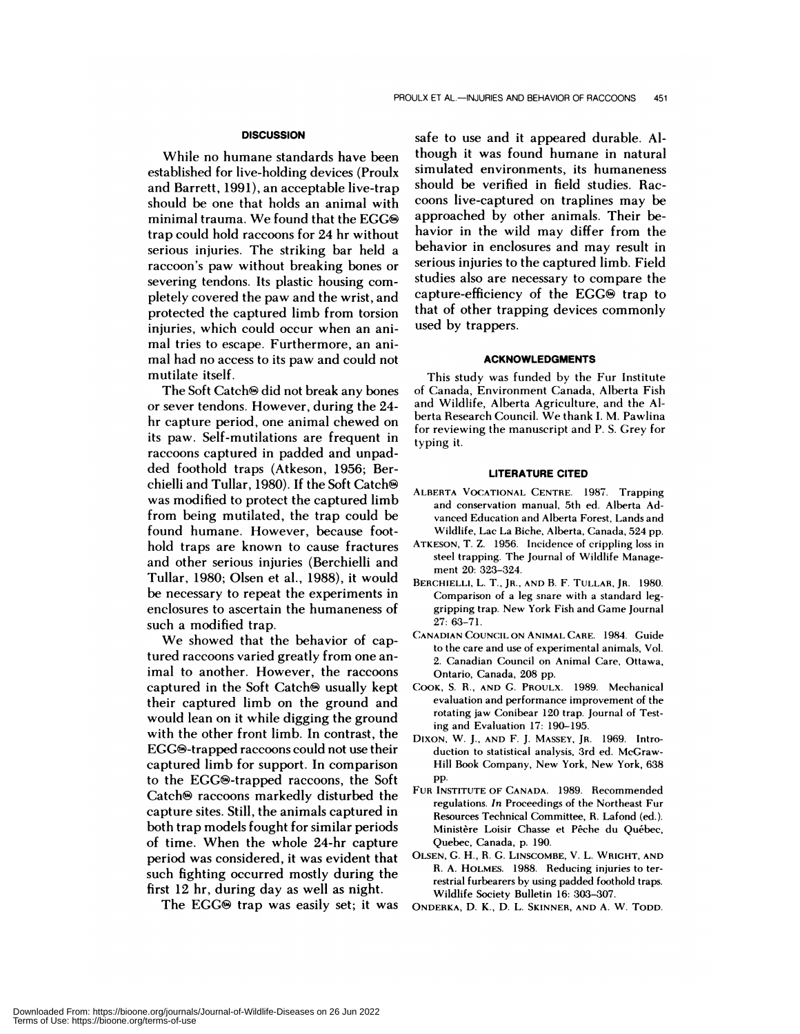## DISCUSSION

While no humane standards have been established for live-holding devices (Proulx and Barrett, 1991), an acceptable live-trap should be one that holds an animal with minimal trauma. We found that the EGG® trap could hold raccoons for 24 hr without serious injuries. The striking bar held a raccoon's paw without breaking bones or severing tendons. Its plastic housing completely covered the paw and the wrist, and protected the captured limb from torsion injuries, which could occur when an animal tries to escape. Furthermore, an animal had no access to its paw and could not mutilate itself.

The Soft Catch® did not break any bones or sever tendons. However, during the 24-hr capture period, one animal chewed on its paw. Self-mutilations are frequent in raccoons captured in padded and unpadded foothold traps (Atkeson, 1956; Berchielli and Tullar, 1980). If the Soft Catch® was modified to protect the captured limb from being mutilated, the trap could be found humane. However, because foothold traps are known to cause fractures and other serious injuries (Berchielli and Tullar, 1980; Olsen et al., 1988), it would be necessary to repeat the experiments in enclosures to ascertain the humaneness of such a modified trap.

We showed that the behavior of captured raccoons varied greatly from one animal to another. However, the raccoons captured in the Soft Catch® usually kept their captured limb on the ground and would lean on it while digging the ground with the other front limb. In contrast, the EGG®-trapped raccoons could not use their captured limb for support. In comparison to the EGG®-trapped raccoons, the Soft Catch® raccoons markedly disturbed the capture sites. Still, the animals captured in both trap models fought for similar periods of time. When the whole 24-hr capture period was considered, it was evident that such fighting occurred mostly during the first 12 hr, during day as well as night.

The EGG® trap was easily set; it was safe to use and it appeared durable. Although it was found humane in natural simulated environments, its humaneness should be verified in field studies. Raccoons live-captured on traplines may be approached by other animals. Their behavior in the wild may differ from the behavior in enclosures and may result in serious injuries to the captured limb. Field studies also are necessary to compare the capture-efficiency of the EGG® trap to that of other trapping devices commonly used by trappers.

## ACKNOWLEDGMENTS

This study was funded by the Fur Institute of Canada, Environment Canada, Alberta Fish and Wildlife, Alberta Agriculture, and the Alberta Research Council. We thank I. M. Pawlina for reviewing the manuscript and P. S. Grey for typing it.

## LITERATURE CITED

ALBERTA VOCATIONAL CENTRE. 1987. Trapping and conservation manual, 5th ed. Alberta Advanced Education and Alberta Forest, Lands and Wildlife, Lac La Biche, Alberta, Canada, 524 pp.

ATKESON, T. Z. 1956. Incidence of crippling loss in steel trapping. The Journal of Wildlife Management 20: 323–324.

BERCHIELLI, L. T., JR., AND B. F. TULLAR, JR. 1980. Comparison of a leg snare with a standard leg-gripping trap. New York Fish and Game Journal 27: 63–71.

CANADIAN COUNCIL ON ANIMAL CARE. 1984. Guide to the care and use of experimental animals, Vol. 2. Canadian Council on Animal Care, Ottawa, Ontario, Canada, 208 pp.

COOK, S. R., AND G. PROULX. 1989. Mechanical evaluation and performance improvement of the rotating jaw Conibear 120 trap. Journal of Testing and Evaluation 17: 190–195.

DIXON, W. J., AND F. J. MASSEY, JR. 1969. Introduction to statistical analysis, 3rd ed. McGraw-Hill Book Company, New York, New York, 638 pp.

FUR INSTITUTE OF CANADA. 1989. Recommended regulations. *In* Proceedings of the Northeast Fur Resources Technical Committee, R. Lafond (ed.). Ministère Loisir Chasse et Pêche du Québec, Quebec, Canada, p. 190.

OLSEN, G. H., R. G. LINSCOMBE, V. L. WRIGHT, AND R. A. HOLMES. 1988. Reducing injuries to terrestrial furbearers by using padded foothold traps. Wildlife Society Bulletin 16: 303–307.

ONDERKA, D. K., D. L. SKINNER, AND A. W. TODD.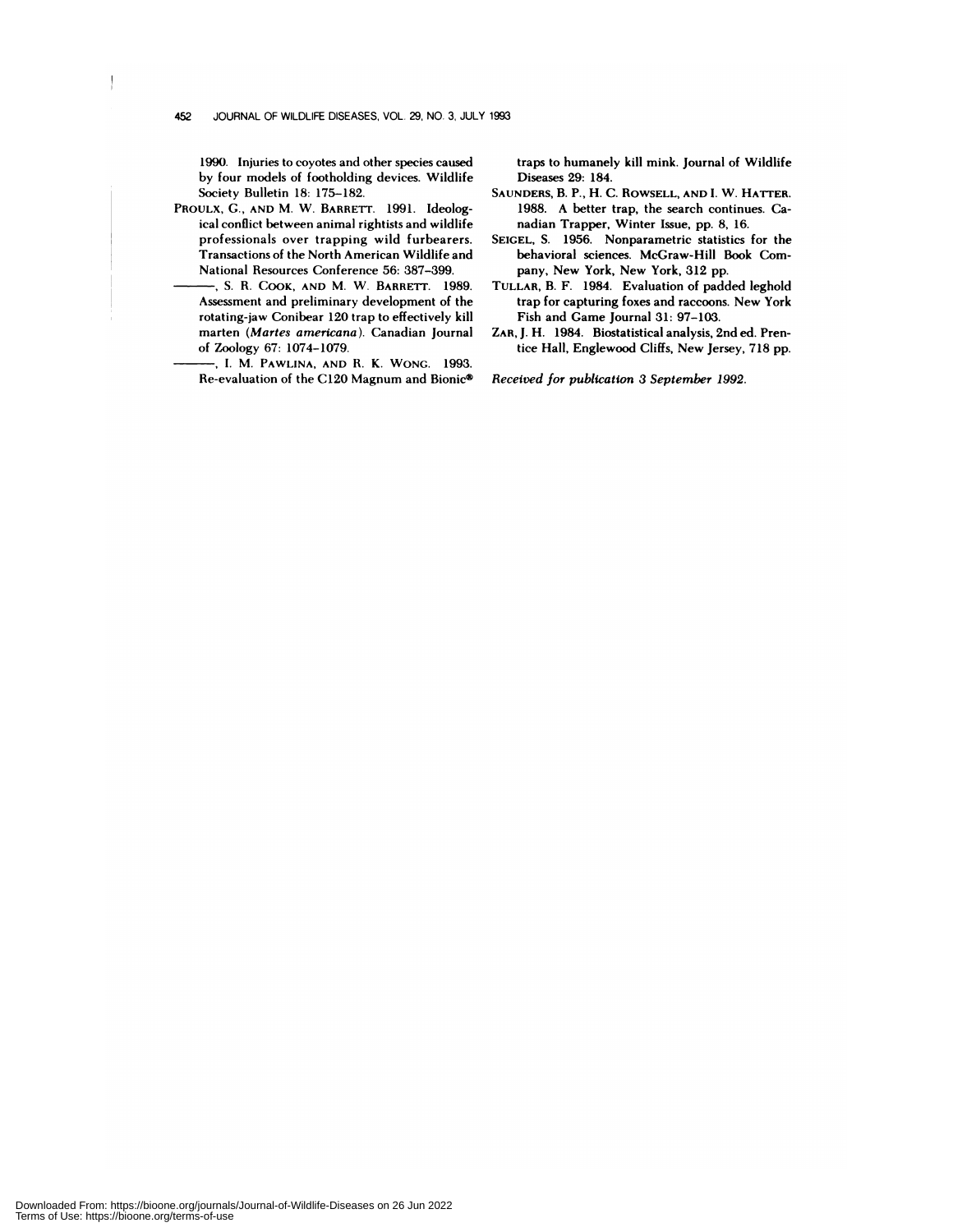1990. Injuries to coyotes and other species caused by four models of footholding devices. Wildlife Society Bulletin 18: 175–182.

PROULX, G., AND M. W. BARRETT. 1991. Ideological conflict between animal rightists and wildlife professionals over trapping wild furbearers. Transactions of the North American Wildlife and National Resources Conference 56: 387–399.

———, S. R. COOK, AND M. W. BARRETT. 1989. Assessment and preliminary development of the rotating-jaw Conibear 120 trap to effectively kill marten (*Martes americana*). Canadian Journal of Zoology 67: 1074–1079.

———, I. M. PAWLINA, AND R. K. WONG. 1993. Re-evaluation of the C120 Magnum and Bionic® traps to humanely kill mink. Journal of Wildlife Diseases 29: 184.

SAUNDERS, B. P., H. C. ROWSELL, AND I. W. HATTER. 1988. A better trap, the search continues. Canadian Trapper, Winter Issue, pp. 8, 16.

SEIGEL, S. 1956. Nonparametric statistics for the behavioral sciences. McGraw-Hill Book Company, New York, New York, 312 pp.

TULLAR, B. F. 1984. Evaluation of padded leghold trap for capturing foxes and raccoons. New York Fish and Game Journal 31: 97–103.

ZAR, J. H. 1984. Biostatistical analysis, 2nd ed. Prentice Hall, Englewood Cliffs, New Jersey, 718 pp.

*Received for publication 3 September 1992.*